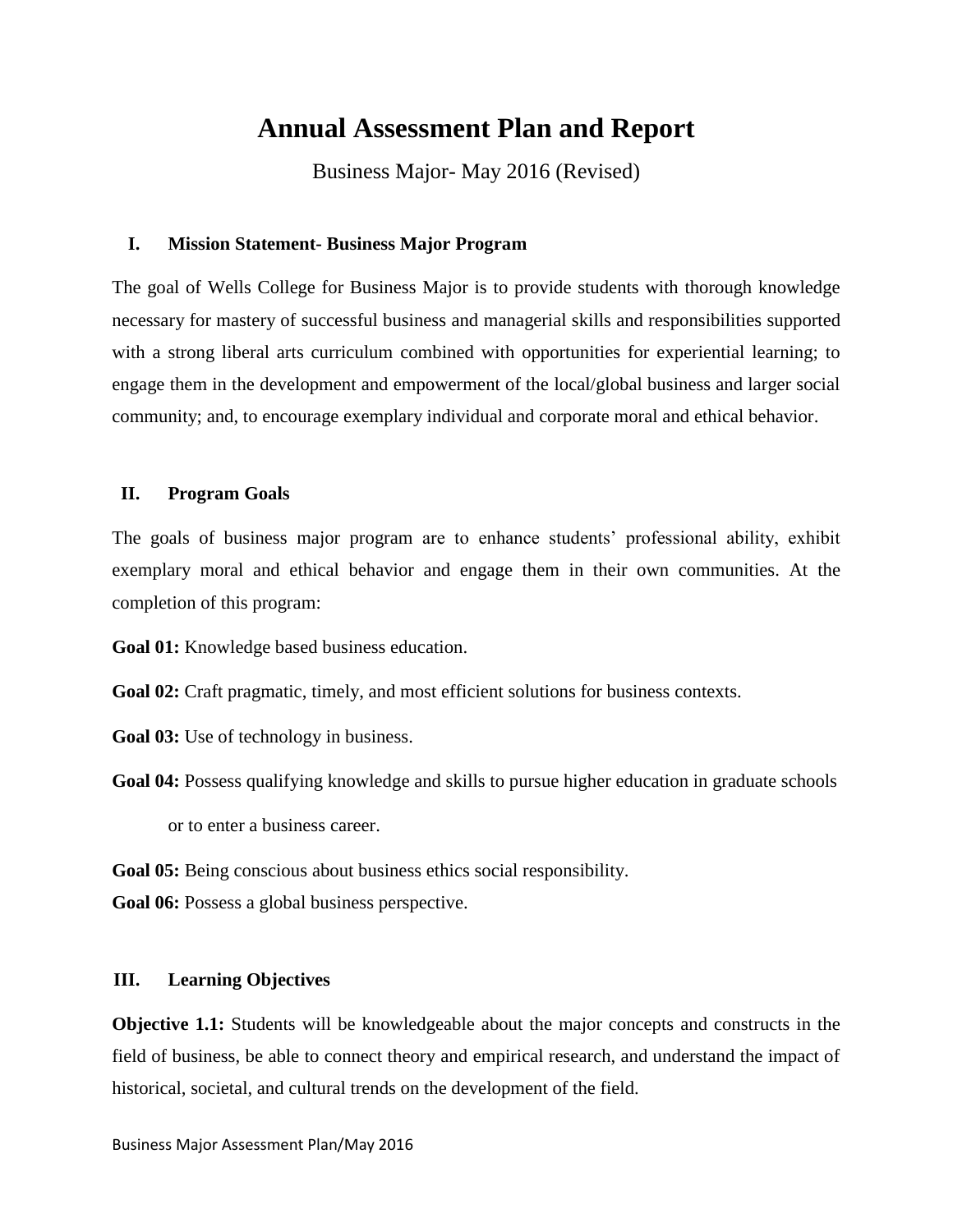# Annual Assessment Plan and Report

Business Major- May 2016 (Revised)

## I. Mission Statement- Business Major Program

The goal of Wells College for Business Major is to provide students with thorough knowledge necessary for mastery of successful business and managerial skills and responsibilities supported with a strong liberal arts curriculum combined with opportunities for experiential learning; to engage them in the development and empowerment of the local/global business and larger social community; and, to encourage exemplary individual and corporate moral and ethical behavior.

## II. Program Goals

The goals of business major program are to enhance students' professional ability, exhibit exemplary moral and ethical behavior and engage them in their own communities. At the completion of this program:

**Goal 01:** Knowledge based business education.

**Goal 02:** Craft pragmatic, timely, and most efficient solutions for business contexts.

**Goal 03:** Use of technology in business.

**Goal 04:** Possess qualifying knowledge and skills to pursue higher education in graduate schools or to enter a business career.

**Goal 05:** Being conscious about business ethics social responsibility.

**Goal 06:** Possess a global business perspective.

## III. Learning Objectives

**Objective 1.1:** Students will be knowledgeable about the major concepts and constructs in the field of business, be able to connect theory and empirical research, and understand the impact of historical, societal, and cultural trends on the development of the field.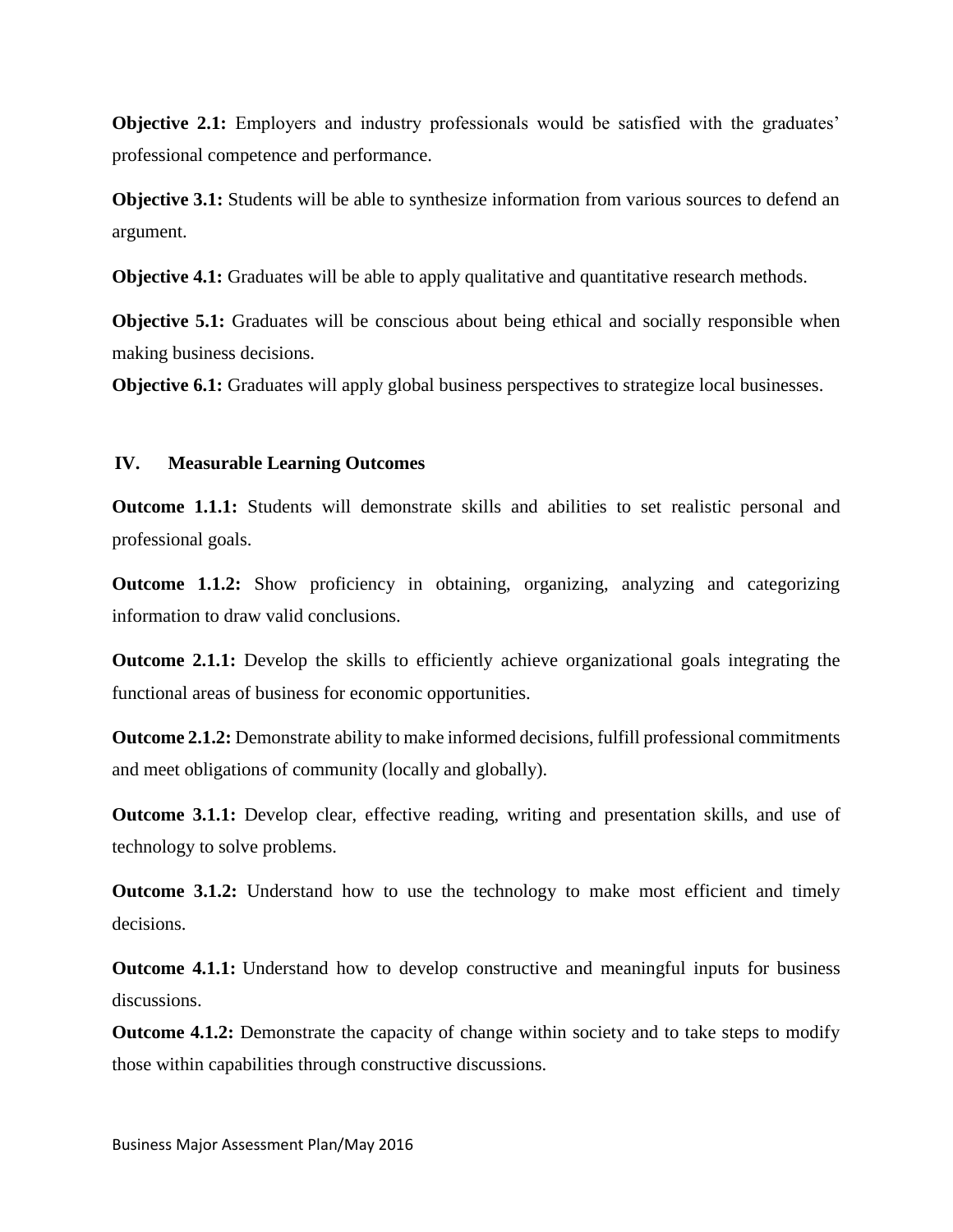**Objective 2.1:** Employers and industry professionals would be satisfied with the graduates' professional competence and performance.

**Objective 3.1:** Students will be able to synthesize information from various sources to defend an argument.

**Objective 4.1:** Graduates will be able to apply qualitative and quantitative research methods.

**Objective 5.1:** Graduates will be conscious about being ethical and socially responsible when making business decisions.

**Objective 6.1:** Graduates will apply global business perspectives to strategize local businesses.

## IV. Measurable Learning Outcomes

**Outcome 1.1.1:** Students will demonstrate skills and abilities to set realistic personal and professional goals.

**Outcome 1.1.2:** Show proficiency in obtaining, organizing, analyzing and categorizing information to draw valid conclusions.

**Outcome 2.1.1:** Develop the skills to efficiently achieve organizational goals integrating the functional areas of business for economic opportunities.

**Outcome 2.1.2:** Demonstrate ability to make informed decisions, fulfill professional commitments and meet obligations of community (locally and globally).

**Outcome 3.1.1:** Develop clear, effective reading, writing and presentation skills, and use of technology to solve problems.

**Outcome 3.1.2:** Understand how to use the technology to make most efficient and timely decisions.

**Outcome 4.1.1:** Understand how to develop constructive and meaningful inputs for business discussions.

**Outcome 4.1.2:** Demonstrate the capacity of change within society and to take steps to modify those within capabilities through constructive discussions.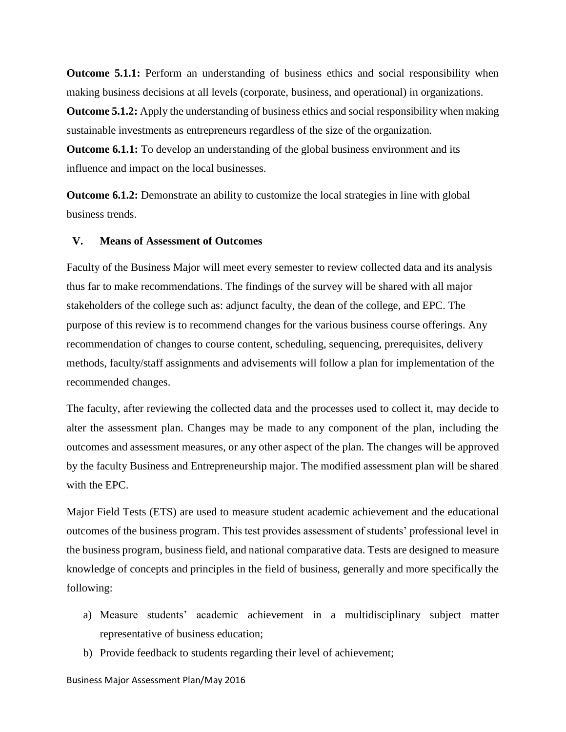**Outcome 5.1.1:** Perform an understanding of business ethics and social responsibility when making business decisions at all levels (corporate, business, and operational) in organizations.

**Outcome 5.1.2:** Apply the understanding of business ethics and social responsibility when making sustainable investments as entrepreneurs regardless of the size of the organization.

**Outcome 6.1.1:** To develop an understanding of the global business environment and its influence and impact on the local businesses.

**Outcome 6.1.2:** Demonstrate an ability to customize the local strategies in line with global business trends.

## V. Means of Assessment of Outcomes

Faculty of the Business Major will meet every semester to review collected data and its analysis thus far to make recommendations. The findings of the survey will be shared with all major stakeholders of the college such as: adjunct faculty, the dean of the college, and EPC. The purpose of this review is to recommend changes for the various business course offerings. Any recommendation of changes to course content, scheduling, sequencing, prerequisites, delivery methods, faculty/staff assignments and advisements will follow a plan for implementation of the recommended changes.

The faculty, after reviewing the collected data and the processes used to collect it, may decide to alter the assessment plan. Changes may be made to any component of the plan, including the outcomes and assessment measures, or any other aspect of the plan. The changes will be approved by the faculty Business and Entrepreneurship major. The modified assessment plan will be shared with the EPC.

Major Field Tests (ETS) are used to measure student academic achievement and the educational outcomes of the business program. This test provides assessment of students' professional level in the business program, business field, and national comparative data. Tests are designed to measure knowledge of concepts and principles in the field of business, generally and more specifically the following:

a) Measure students' academic achievement in a multidisciplinary subject matter representative of business education;
b) Provide feedback to students regarding their level of achievement;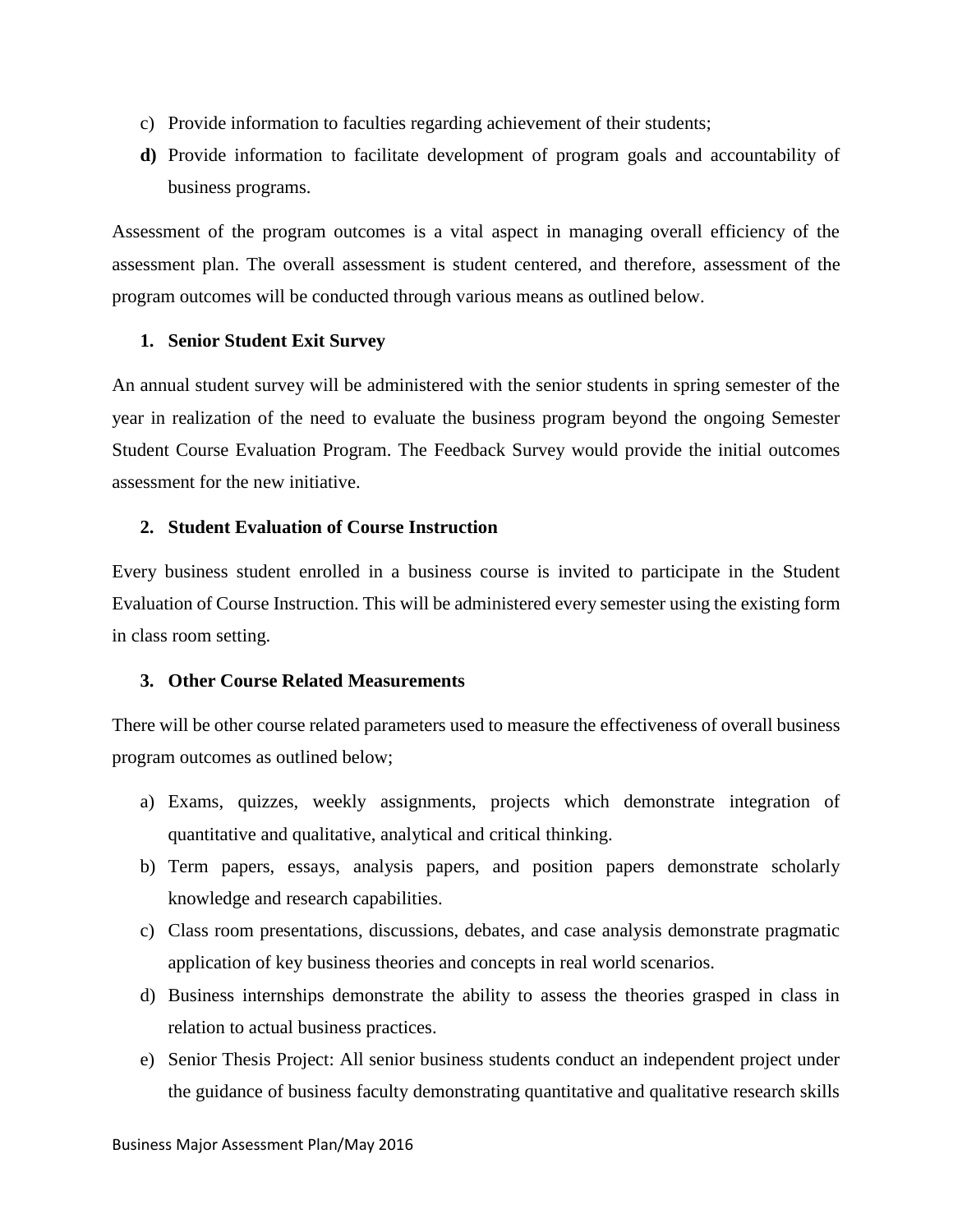c) Provide information to faculties regarding achievement of their students;

**d)** Provide information to facilitate development of program goals and accountability of business programs.

Assessment of the program outcomes is a vital aspect in managing overall efficiency of the assessment plan. The overall assessment is student centered, and therefore, assessment of the program outcomes will be conducted through various means as outlined below.

**1. Senior Student Exit Survey**

An annual student survey will be administered with the senior students in spring semester of the year in realization of the need to evaluate the business program beyond the ongoing Semester Student Course Evaluation Program. The Feedback Survey would provide the initial outcomes assessment for the new initiative.

**2. Student Evaluation of Course Instruction**

Every business student enrolled in a business course is invited to participate in the Student Evaluation of Course Instruction. This will be administered every semester using the existing form in class room setting.

**3. Other Course Related Measurements**

There will be other course related parameters used to measure the effectiveness of overall business program outcomes as outlined below;

a) Exams, quizzes, weekly assignments, projects which demonstrate integration of quantitative and qualitative, analytical and critical thinking.

b) Term papers, essays, analysis papers, and position papers demonstrate scholarly knowledge and research capabilities.

c) Class room presentations, discussions, debates, and case analysis demonstrate pragmatic application of key business theories and concepts in real world scenarios.

d) Business internships demonstrate the ability to assess the theories grasped in class in relation to actual business practices.

e) Senior Thesis Project: All senior business students conduct an independent project under the guidance of business faculty demonstrating quantitative and qualitative research skills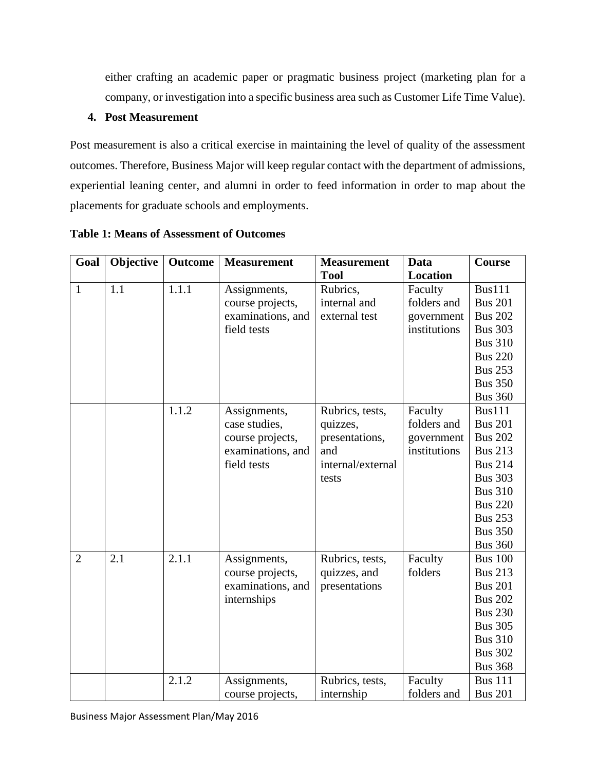either crafting an academic paper or pragmatic business project (marketing plan for a company, or investigation into a specific business area such as Customer Life Time Value).

**4. Post Measurement**

Post measurement is also a critical exercise in maintaining the level of quality of the assessment outcomes. Therefore, Business Major will keep regular contact with the department of admissions, experiential leaning center, and alumni in order to feed information in order to map about the placements for graduate schools and employments.

**Table 1: Means of Assessment of Outcomes**

| Goal | Objective | Outcome | Measurement | Measurement Tool | Data Location | Course |
|---|---|---|---|---|---|---|
| 1 | 1.1 | 1.1.1 | Assignments, course projects, examinations, and field tests | Rubrics, internal and external test | Faculty folders and government institutions | Bus111<br>Bus 201<br>Bus 202<br>Bus 303<br>Bus 310<br>Bus 220<br>Bus 253<br>Bus 350<br>Bus 360 |
| | | 1.1.2 | Assignments, case studies, course projects, examinations, and field tests | Rubrics, tests, quizzes, presentations, and internal/external tests | Faculty folders and government institutions | Bus111<br>Bus 201<br>Bus 202<br>Bus 213<br>Bus 214<br>Bus 303<br>Bus 310<br>Bus 220<br>Bus 253<br>Bus 350<br>Bus 360 |
| 2 | 2.1 | 2.1.1 | Assignments, course projects, examinations, and internships | Rubrics, tests, quizzes, and presentations | Faculty folders | Bus 100<br>Bus 213<br>Bus 201<br>Bus 202<br>Bus 230<br>Bus 305<br>Bus 310<br>Bus 302<br>Bus 368 |
| | | 2.1.2 | Assignments, course projects, | Rubrics, tests, internship | Faculty folders and | Bus 111<br>Bus 201 |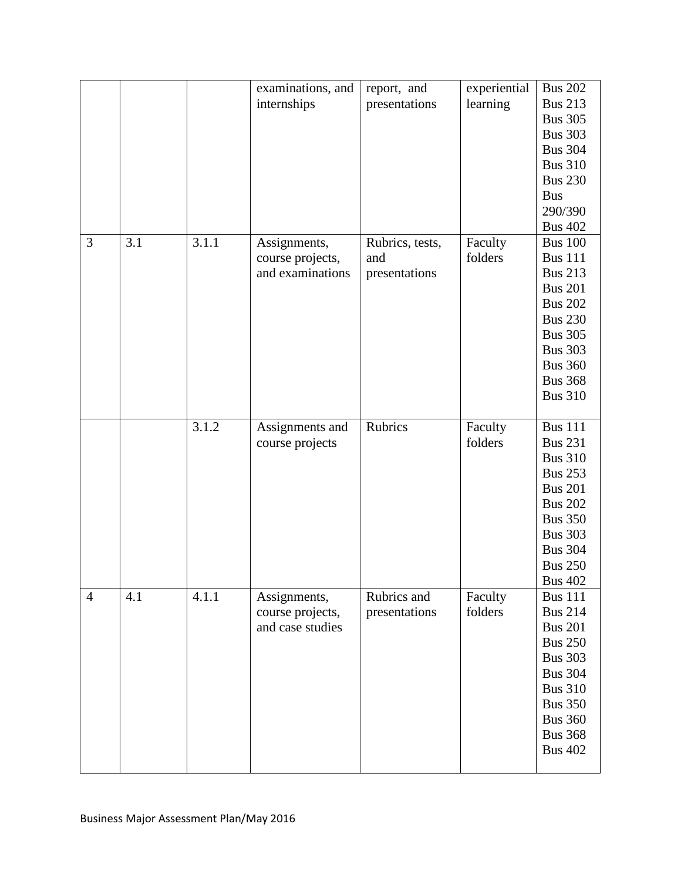| | | | | | | |
|---|---|---|---|---|---|---|
| | | | examinations, and internships | report, and presentations | experiential learning | Bus 202<br>Bus 213<br>Bus 305<br>Bus 303<br>Bus 304<br>Bus 310<br>Bus 230<br>Bus 290/390<br>Bus 402 |
| 3 | 3.1 | 3.1.1 | Assignments, course projects, and examinations | Rubrics, tests, and presentations | Faculty folders | Bus 100<br>Bus 111<br>Bus 213<br>Bus 201<br>Bus 202<br>Bus 230<br>Bus 305<br>Bus 303<br>Bus 360<br>Bus 368<br>Bus 310 |
| | | 3.1.2 | Assignments and course projects | Rubrics | Faculty folders | Bus 111<br>Bus 231<br>Bus 310<br>Bus 253<br>Bus 201<br>Bus 202<br>Bus 350<br>Bus 303<br>Bus 304<br>Bus 250<br>Bus 402 |
| 4 | 4.1 | 4.1.1 | Assignments, course projects, and case studies | Rubrics and presentations | Faculty folders | Bus 111<br>Bus 214<br>Bus 201<br>Bus 250<br>Bus 303<br>Bus 304<br>Bus 310<br>Bus 350<br>Bus 360<br>Bus 368<br>Bus 402 |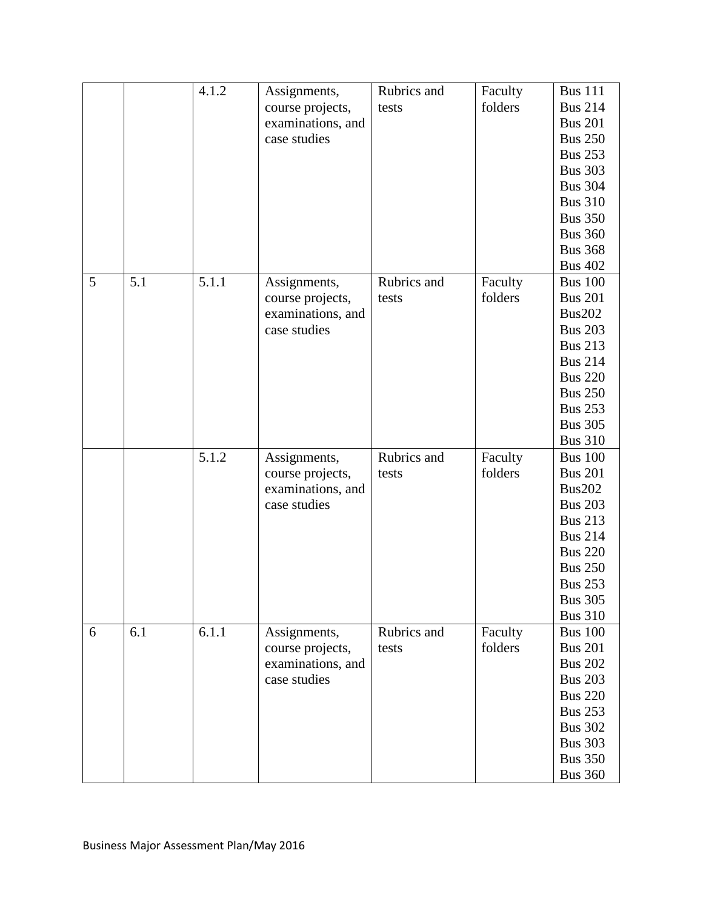| | | 4.1.2 | Assignments, course projects, examinations, and case studies | Rubrics and tests | Faculty folders | Bus 111<br>Bus 214<br>Bus 201<br>Bus 250<br>Bus 253<br>Bus 303<br>Bus 304<br>Bus 310<br>Bus 350<br>Bus 360<br>Bus 368<br>Bus 402 |
|---|---|---|---|---|---|---|
| 5 | 5.1 | 5.1.1 | Assignments, course projects, examinations, and case studies | Rubrics and tests | Faculty folders | Bus 100<br>Bus 201<br>Bus202<br>Bus 203<br>Bus 213<br>Bus 214<br>Bus 220<br>Bus 250<br>Bus 253<br>Bus 305<br>Bus 310 |
| | | 5.1.2 | Assignments, course projects, examinations, and case studies | Rubrics and tests | Faculty folders | Bus 100<br>Bus 201<br>Bus202<br>Bus 203<br>Bus 213<br>Bus 214<br>Bus 220<br>Bus 250<br>Bus 253<br>Bus 305<br>Bus 310 |
| 6 | 6.1 | 6.1.1 | Assignments, course projects, examinations, and case studies | Rubrics and tests | Faculty folders | Bus 100<br>Bus 201<br>Bus 202<br>Bus 203<br>Bus 220<br>Bus 253<br>Bus 302<br>Bus 303<br>Bus 350<br>Bus 360 |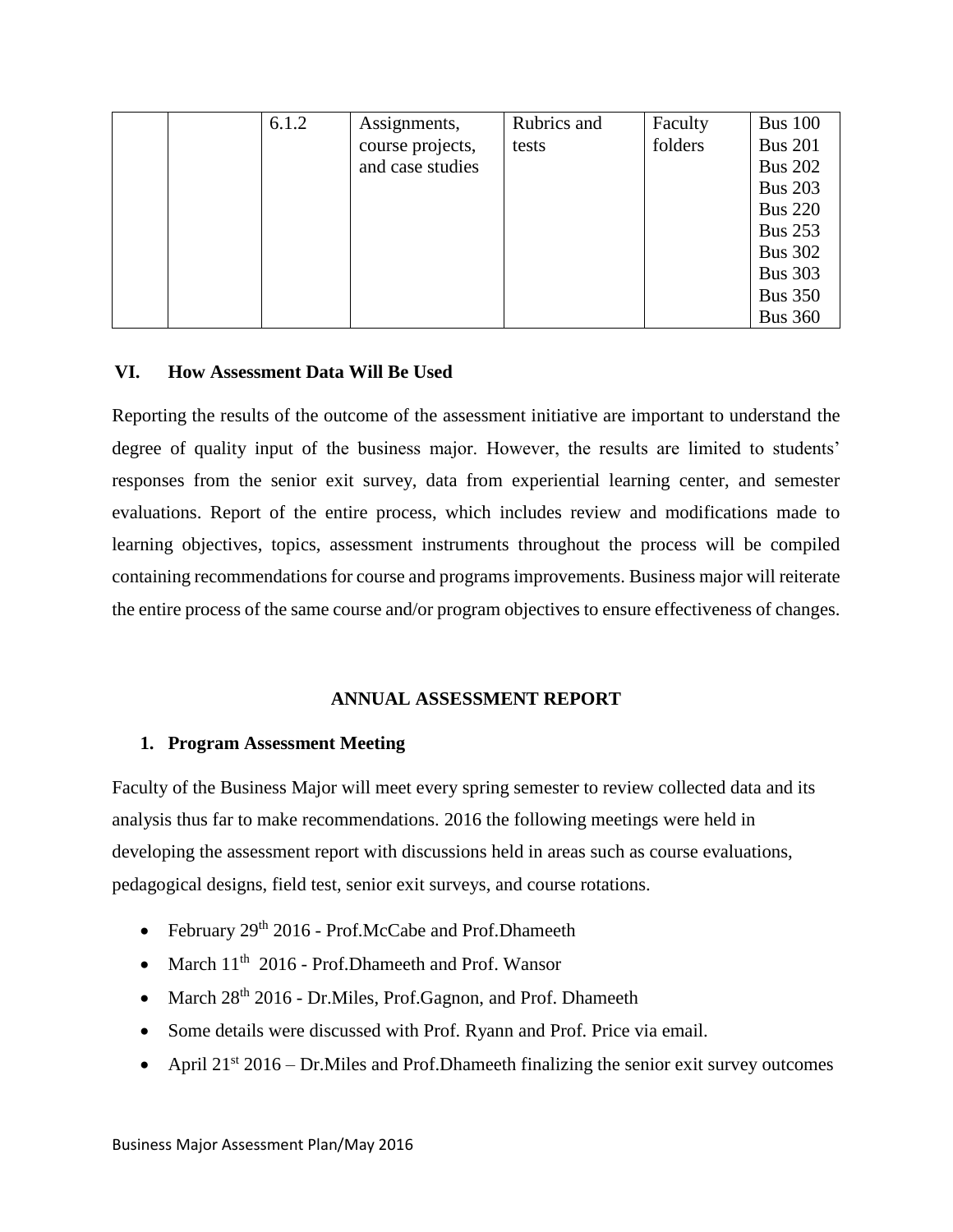| | | 6.1.2 | Assignments, course projects, and case studies | Rubrics and tests | Faculty folders | Bus 100<br>Bus 201<br>Bus 202<br>Bus 203<br>Bus 220<br>Bus 253<br>Bus 302<br>Bus 303<br>Bus 350<br>Bus 360 |
|---|---|---|---|---|---|---|

## VI. How Assessment Data Will Be Used

Reporting the results of the outcome of the assessment initiative are important to understand the degree of quality input of the business major. However, the results are limited to students' responses from the senior exit survey, data from experiential learning center, and semester evaluations. Report of the entire process, which includes review and modifications made to learning objectives, topics, assessment instruments throughout the process will be compiled containing recommendations for course and programs improvements. Business major will reiterate the entire process of the same course and/or program objectives to ensure effectiveness of changes.

# ANNUAL ASSESSMENT REPORT

## 1. Program Assessment Meeting

Faculty of the Business Major will meet every spring semester to review collected data and its analysis thus far to make recommendations. 2016 the following meetings were held in developing the assessment report with discussions held in areas such as course evaluations, pedagogical designs, field test, senior exit surveys, and course rotations.

- February 29th 2016 - Prof.McCabe and Prof.Dhameeth
- March 11th 2016 - Prof.Dhameeth and Prof. Wansor
- March 28th 2016 - Dr.Miles, Prof.Gagnon, and Prof. Dhameeth
- Some details were discussed with Prof. Ryann and Prof. Price via email.
- April 21st 2016 – Dr.Miles and Prof.Dhameeth finalizing the senior exit survey outcomes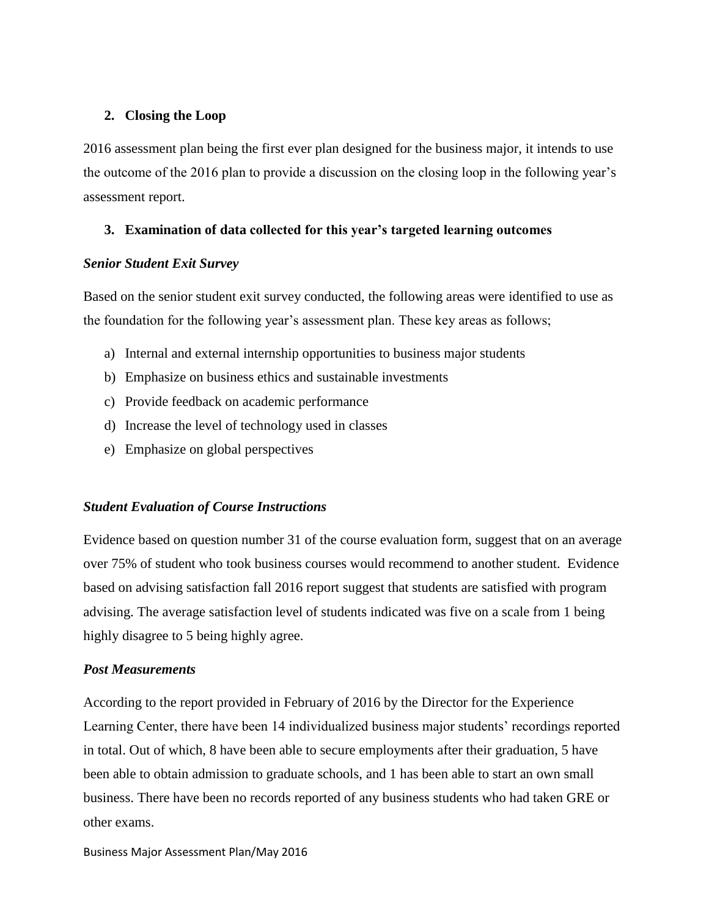## 2. Closing the Loop

2016 assessment plan being the first ever plan designed for the business major, it intends to use the outcome of the 2016 plan to provide a discussion on the closing loop in the following year's assessment report.

## 3. Examination of data collected for this year's targeted learning outcomes

***Senior Student Exit Survey***

Based on the senior student exit survey conducted, the following areas were identified to use as the foundation for the following year's assessment plan. These key areas as follows;

a) Internal and external internship opportunities to business major students
b) Emphasize on business ethics and sustainable investments
c) Provide feedback on academic performance
d) Increase the level of technology used in classes
e) Emphasize on global perspectives

***Student Evaluation of Course Instructions***

Evidence based on question number 31 of the course evaluation form, suggest that on an average over 75% of student who took business courses would recommend to another student. Evidence based on advising satisfaction fall 2016 report suggest that students are satisfied with program advising. The average satisfaction level of students indicated was five on a scale from 1 being highly disagree to 5 being highly agree.

***Post Measurements***

According to the report provided in February of 2016 by the Director for the Experience Learning Center, there have been 14 individualized business major students' recordings reported in total. Out of which, 8 have been able to secure employments after their graduation, 5 have been able to obtain admission to graduate schools, and 1 has been able to start an own small business. There have been no records reported of any business students who had taken GRE or other exams.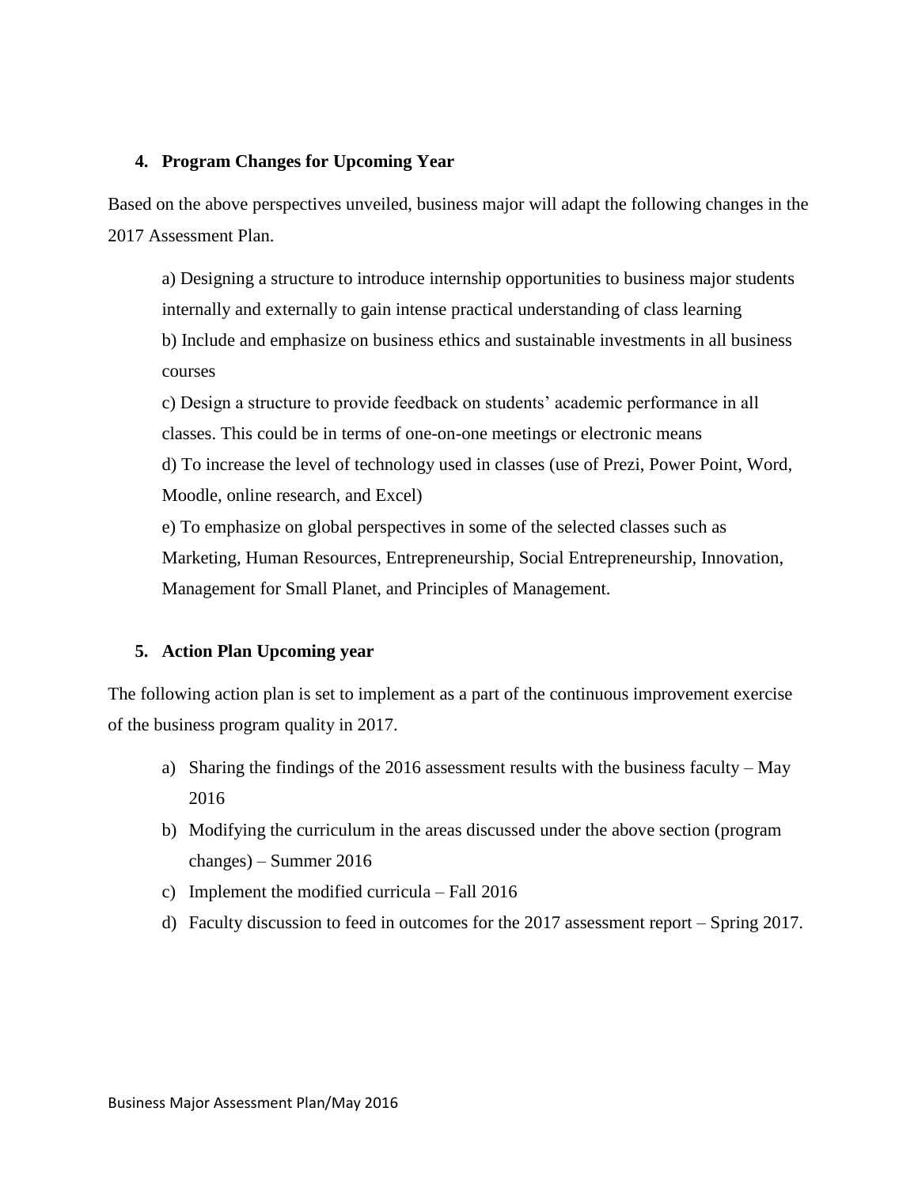## 4. Program Changes for Upcoming Year

Based on the above perspectives unveiled, business major will adapt the following changes in the 2017 Assessment Plan.

a) Designing a structure to introduce internship opportunities to business major students internally and externally to gain intense practical understanding of class learning
b) Include and emphasize on business ethics and sustainable investments in all business courses
c) Design a structure to provide feedback on students' academic performance in all classes. This could be in terms of one-on-one meetings or electronic means
d) To increase the level of technology used in classes (use of Prezi, Power Point, Word, Moodle, online research, and Excel)
e) To emphasize on global perspectives in some of the selected classes such as Marketing, Human Resources, Entrepreneurship, Social Entrepreneurship, Innovation, Management for Small Planet, and Principles of Management.

## 5. Action Plan Upcoming year

The following action plan is set to implement as a part of the continuous improvement exercise of the business program quality in 2017.

a) Sharing the findings of the 2016 assessment results with the business faculty – May 2016
b) Modifying the curriculum in the areas discussed under the above section (program changes) – Summer 2016
c) Implement the modified curricula – Fall 2016
d) Faculty discussion to feed in outcomes for the 2017 assessment report – Spring 2017.